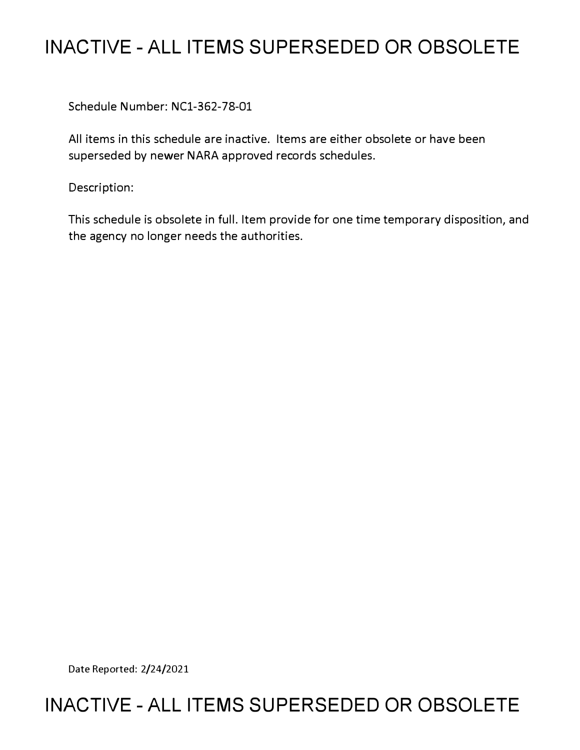# INACTIVE - ALL ITEMS SUPERSEDED OR OBSOLETE

Schedule Number: NC1-362-78-01

All items in this schedule are inactive. Items are either obsolete or have been superseded by newer NARA approved records schedules.

Description:

This schedule is obsolete in full. Item provide for one time temporary disposition, and the agency no longer needs the authorities.

Date Reported: 2/24/2021

# INACTIVE - ALL ITEMS SUPERSEDED OR OBSOLETE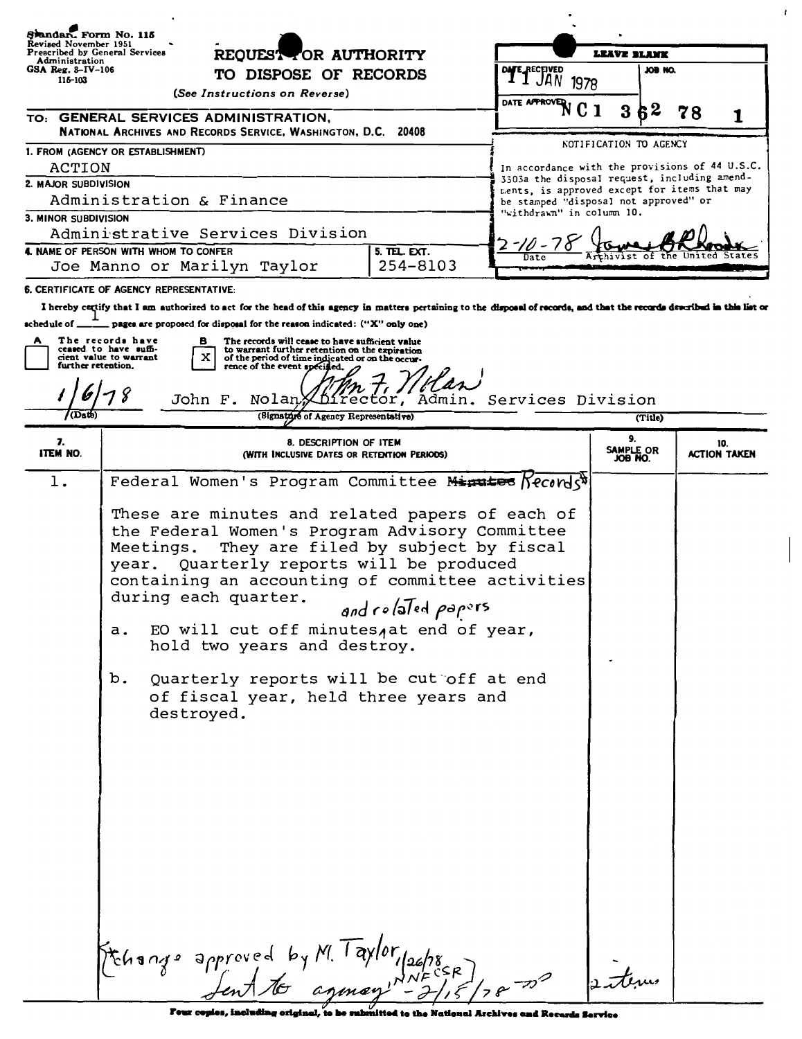Standard Form No. 115
Revised November 1951
Prescribed by General Services Administration
GSA Reg. 3-IV-106
115-103

# REQUEST FOR AUTHORITY TO DISPOSE OF RECORDS

(See Instructions on Reverse)

| LEAVE BLANK | |
|---|---|
| DATE RECEIVED 11 JAN 1978 | JOB NO. |
| DATE APPROVED | NC1 362 78 1 |

NOTIFICATION TO AGENCY

In accordance with the provisions of 44 U.S.C. 3303a the disposal request, including amendments, is approved except for items that may be stamped "disposal not approved" or "withdrawn" in column 10.

2-10-78 (signature) Archivist of the United States
Date

TO: GENERAL SERVICES ADMINISTRATION, NATIONAL ARCHIVES AND RECORDS SERVICE, WASHINGTON, D.C. 20408

1. FROM (AGENCY OR ESTABLISHMENT)
ACTION

2. MAJOR SUBDIVISION
Administration & Finance

3. MINOR SUBDIVISION
Administrative Services Division

4. NAME OF PERSON WITH WHOM TO CONFER
Joe Manno or Marilyn Taylor

5. TEL. EXT.
254-8103

6. CERTIFICATE OF AGENCY REPRESENTATIVE:

I hereby certify that I am authorized to act for the head of this agency in matters pertaining to the disposal of records, and that the records described in this list or schedule of 1 pages are proposed for disposal for the reason indicated: ("X" only one)

A [ ] The records have ceased to have sufficient value to warrant further retention.

B [X] The records will cease to have sufficient value to warrant further retention on the expiration of the period of time indicated or on the occurrence of the event specified.

1/6/78 (Date) — John F. Nolan (Signature of Agency Representative) — Director, Admin. Services Division (Title)

| 7. ITEM NO. | 8. DESCRIPTION OF ITEM (WITH INCLUSIVE DATES OR RETENTION PERIODS) | 9. SAMPLE OR JOB NO. | 10. ACTION TAKEN |
|---|---|---|---|
| 1. | Federal Women's Program Committee ~~Minutes~~ Records<br><br>These are minutes and related papers of each of the Federal Women's Program Advisory Committee Meetings. They are filed by subject by fiscal year. Quarterly reports will be produced containing an accounting of committee activities during each quarter.<br><br>a. EO will cut off minutes and related papers at end of year, hold two years and destroy.<br><br>b. Quarterly reports will be cut off at end of fiscal year, held three years and destroyed. | | |

[Change approved by M. Taylor, 1/26/78 NNFCSR]
Sent to agency 2/15/78

2 items

Four copies, including original, to be submitted to the National Archives and Records Service